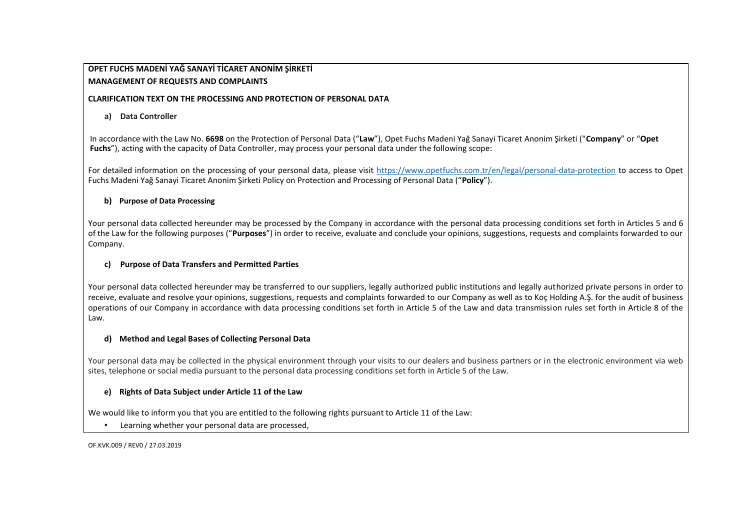**OPET FUCHS MADENİ YAĞ SANAYİ TİCARET ANONİM ŞİRKETİ**
**MANAGEMENT OF REQUESTS AND COMPLAINTS**

**CLARIFICATION TEXT ON THE PROCESSING AND PROTECTION OF PERSONAL DATA**

### a) Data Controller

In accordance with the Law No. **6698** on the Protection of Personal Data ("**Law**"), Opet Fuchs Madeni Yağ Sanayi Ticaret Anonim Şirketi ("**Company**" or "**Opet Fuchs**"), acting with the capacity of Data Controller, may process your personal data under the following scope:

For detailed information on the processing of your personal data, please visit https://www.opetfuchs.com.tr/en/legal/personal-data-protection to access to Opet Fuchs Madeni Yağ Sanayi Ticaret Anonim Şirketi Policy on Protection and Processing of Personal Data ("**Policy**").

### b) Purpose of Data Processing

Your personal data collected hereunder may be processed by the Company in accordance with the personal data processing conditions set forth in Articles 5 and 6 of the Law for the following purposes ("**Purposes**") in order to receive, evaluate and conclude your opinions, suggestions, requests and complaints forwarded to our Company.

### c) Purpose of Data Transfers and Permitted Parties

Your personal data collected hereunder may be transferred to our suppliers, legally authorized public institutions and legally authorized private persons in order to receive, evaluate and resolve your opinions, suggestions, requests and complaints forwarded to our Company as well as to Koç Holding A.Ş. for the audit of business operations of our Company in accordance with data processing conditions set forth in Article 5 of the Law and data transmission rules set forth in Article 8 of the Law.

### d) Method and Legal Bases of Collecting Personal Data

Your personal data may be collected in the physical environment through your visits to our dealers and business partners or in the electronic environment via web sites, telephone or social media pursuant to the personal data processing conditions set forth in Article 5 of the Law.

### e) Rights of Data Subject under Article 11 of the Law

We would like to inform you that you are entitled to the following rights pursuant to Article 11 of the Law:

- Learning whether your personal data are processed,

OF.KVK.009 / REV0 / 27.03.2019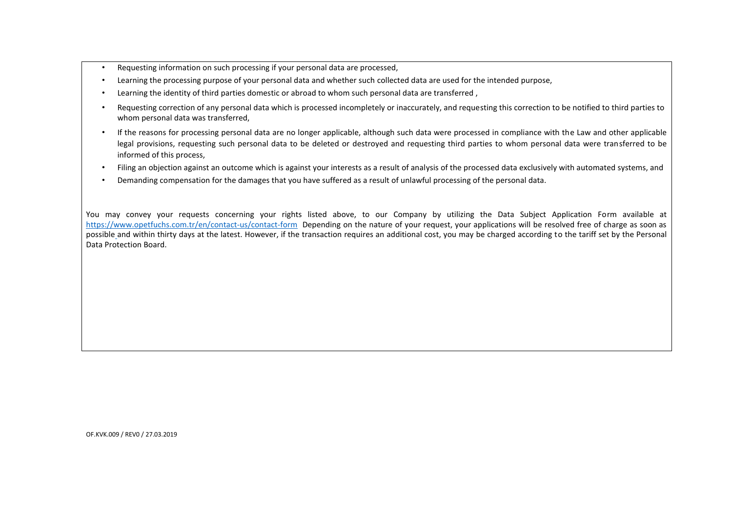- Requesting information on such processing if your personal data are processed,
- Learning the processing purpose of your personal data and whether such collected data are used for the intended purpose,
- Learning the identity of third parties domestic or abroad to whom such personal data are transferred ,
- Requesting correction of any personal data which is processed incompletely or inaccurately, and requesting this correction to be notified to third parties to whom personal data was transferred,
- If the reasons for processing personal data are no longer applicable, although such data were processed in compliance with the Law and other applicable legal provisions, requesting such personal data to be deleted or destroyed and requesting third parties to whom personal data were transferred to be informed of this process,
- Filing an objection against an outcome which is against your interests as a result of analysis of the processed data exclusively with automated systems, and
- Demanding compensation for the damages that you have suffered as a result of unlawful processing of the personal data.

You may convey your requests concerning your rights listed above, to our Company by utilizing the Data Subject Application Form available at https://www.opetfuchs.com.tr/en/contact-us/contact-form Depending on the nature of your request, your applications will be resolved free of charge as soon as possible and within thirty days at the latest. However, if the transaction requires an additional cost, you may be charged according to the tariff set by the Personal Data Protection Board.

OF.KVK.009 / REV0 / 27.03.2019